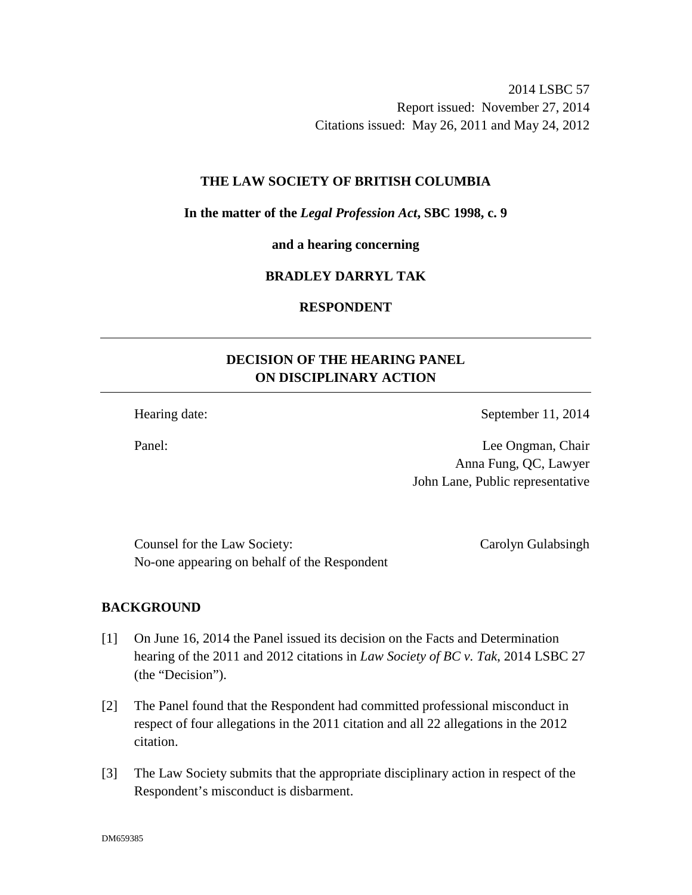2014 LSBC 57
Report issued: November 27, 2014
Citations issued: May 26, 2011 and May 24, 2012

**THE LAW SOCIETY OF BRITISH COLUMBIA**

**In the matter of the *Legal Profession Act*, SBC 1998, c. 9**

**and a hearing concerning**

**BRADLEY DARRYL TAK**

**RESPONDENT**

---

## DECISION OF THE HEARING PANEL ON DISCIPLINARY ACTION

---

Hearing date: September 11, 2014

Panel: Lee Ongman, Chair
Anna Fung, QC, Lawyer
John Lane, Public representative

Counsel for the Law Society: Carolyn Gulabsingh
No-one appearing on behalf of the Respondent

## BACKGROUND

[1] On June 16, 2014 the Panel issued its decision on the Facts and Determination hearing of the 2011 and 2012 citations in *Law Society of BC v. Tak*, 2014 LSBC 27 (the "Decision").

[2] The Panel found that the Respondent had committed professional misconduct in respect of four allegations in the 2011 citation and all 22 allegations in the 2012 citation.

[3] The Law Society submits that the appropriate disciplinary action in respect of the Respondent's misconduct is disbarment.

DM659385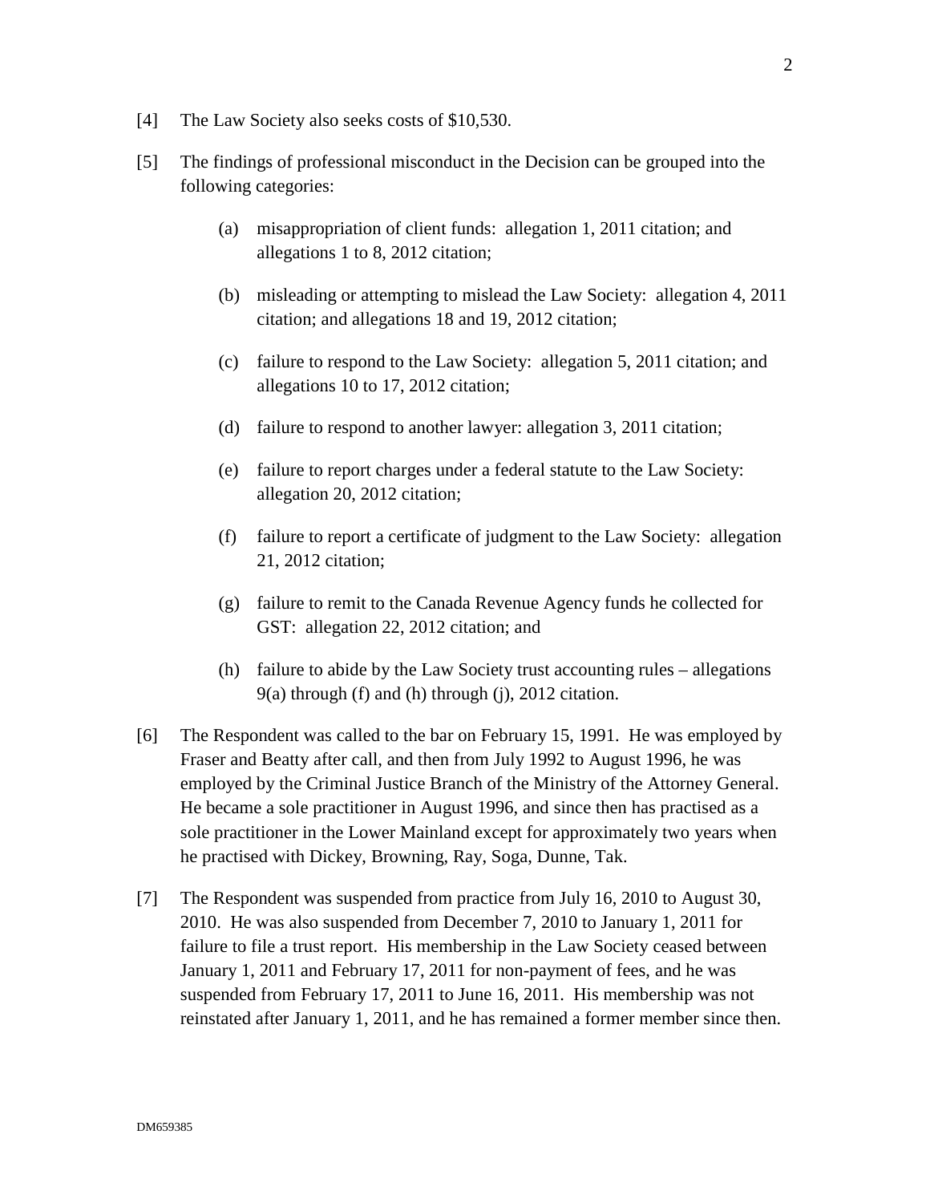[4] The Law Society also seeks costs of $10,530.

[5] The findings of professional misconduct in the Decision can be grouped into the following categories:

(a) misappropriation of client funds: allegation 1, 2011 citation; and allegations 1 to 8, 2012 citation;

(b) misleading or attempting to mislead the Law Society: allegation 4, 2011 citation; and allegations 18 and 19, 2012 citation;

(c) failure to respond to the Law Society: allegation 5, 2011 citation; and allegations 10 to 17, 2012 citation;

(d) failure to respond to another lawyer: allegation 3, 2011 citation;

(e) failure to report charges under a federal statute to the Law Society: allegation 20, 2012 citation;

(f) failure to report a certificate of judgment to the Law Society: allegation 21, 2012 citation;

(g) failure to remit to the Canada Revenue Agency funds he collected for GST: allegation 22, 2012 citation; and

(h) failure to abide by the Law Society trust accounting rules – allegations 9(a) through (f) and (h) through (j), 2012 citation.

[6] The Respondent was called to the bar on February 15, 1991. He was employed by Fraser and Beatty after call, and then from July 1992 to August 1996, he was employed by the Criminal Justice Branch of the Ministry of the Attorney General. He became a sole practitioner in August 1996, and since then has practised as a sole practitioner in the Lower Mainland except for approximately two years when he practised with Dickey, Browning, Ray, Soga, Dunne, Tak.

[7] The Respondent was suspended from practice from July 16, 2010 to August 30, 2010. He was also suspended from December 7, 2010 to January 1, 2011 for failure to file a trust report. His membership in the Law Society ceased between January 1, 2011 and February 17, 2011 for non-payment of fees, and he was suspended from February 17, 2011 to June 16, 2011. His membership was not reinstated after January 1, 2011, and he has remained a former member since then.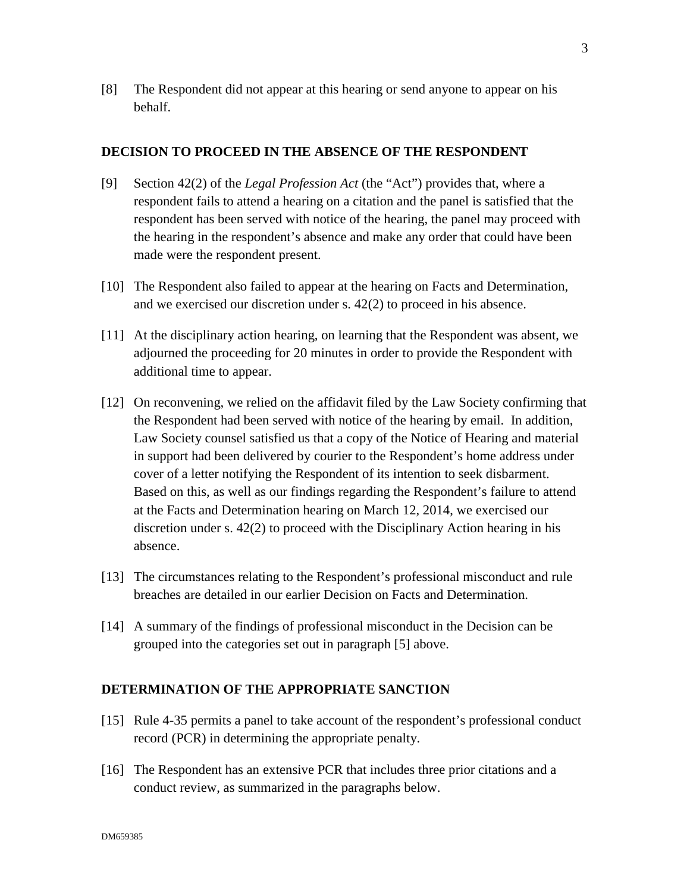[8] The Respondent did not appear at this hearing or send anyone to appear on his behalf.

## DECISION TO PROCEED IN THE ABSENCE OF THE RESPONDENT

[9] Section 42(2) of the *Legal Profession Act* (the "Act") provides that, where a respondent fails to attend a hearing on a citation and the panel is satisfied that the respondent has been served with notice of the hearing, the panel may proceed with the hearing in the respondent's absence and make any order that could have been made were the respondent present.

[10] The Respondent also failed to appear at the hearing on Facts and Determination, and we exercised our discretion under s. 42(2) to proceed in his absence.

[11] At the disciplinary action hearing, on learning that the Respondent was absent, we adjourned the proceeding for 20 minutes in order to provide the Respondent with additional time to appear.

[12] On reconvening, we relied on the affidavit filed by the Law Society confirming that the Respondent had been served with notice of the hearing by email. In addition, Law Society counsel satisfied us that a copy of the Notice of Hearing and material in support had been delivered by courier to the Respondent's home address under cover of a letter notifying the Respondent of its intention to seek disbarment. Based on this, as well as our findings regarding the Respondent's failure to attend at the Facts and Determination hearing on March 12, 2014, we exercised our discretion under s. 42(2) to proceed with the Disciplinary Action hearing in his absence.

[13] The circumstances relating to the Respondent's professional misconduct and rule breaches are detailed in our earlier Decision on Facts and Determination.

[14] A summary of the findings of professional misconduct in the Decision can be grouped into the categories set out in paragraph [5] above.

## DETERMINATION OF THE APPROPRIATE SANCTION

[15] Rule 4-35 permits a panel to take account of the respondent's professional conduct record (PCR) in determining the appropriate penalty.

[16] The Respondent has an extensive PCR that includes three prior citations and a conduct review, as summarized in the paragraphs below.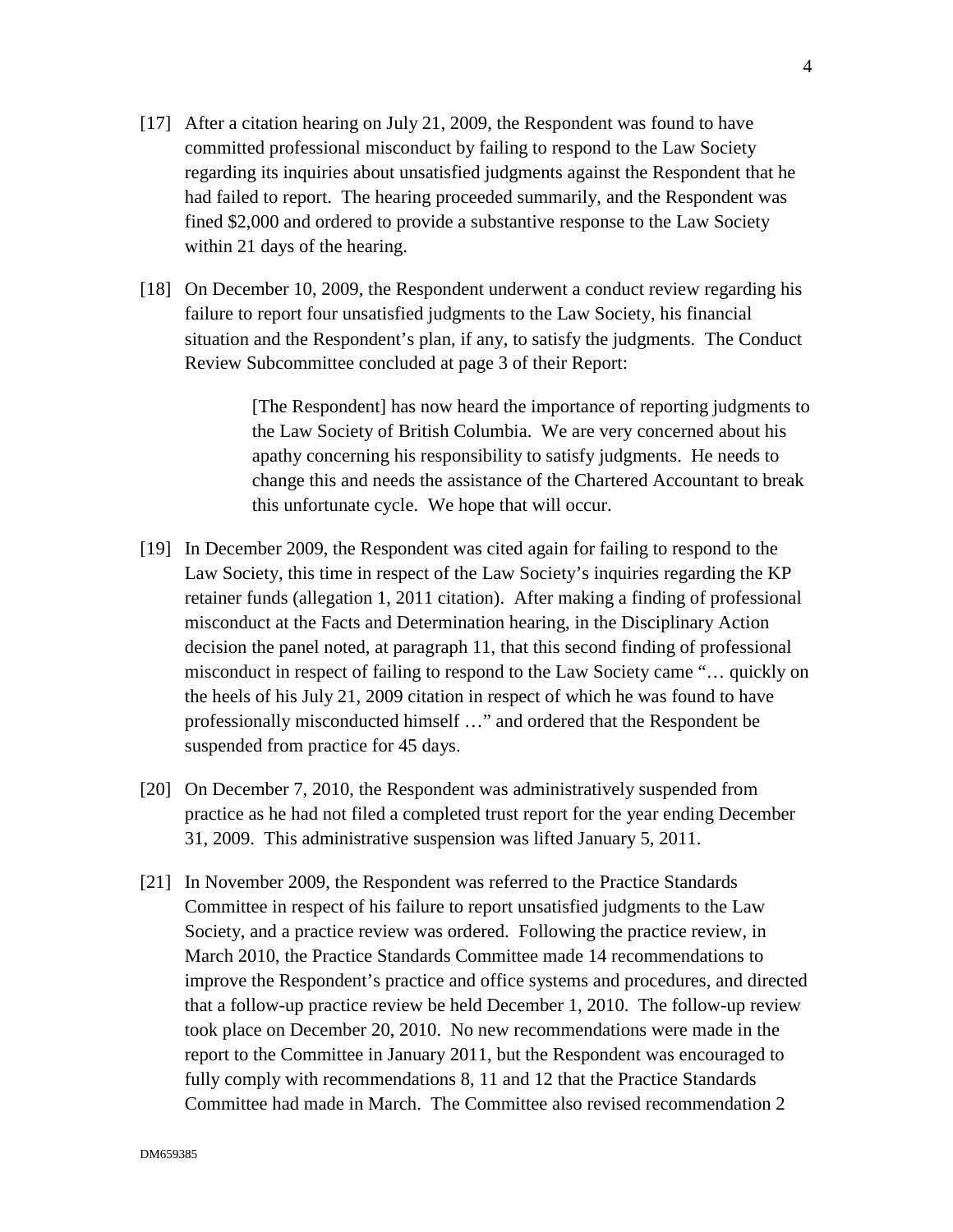[17] After a citation hearing on July 21, 2009, the Respondent was found to have committed professional misconduct by failing to respond to the Law Society regarding its inquiries about unsatisfied judgments against the Respondent that he had failed to report. The hearing proceeded summarily, and the Respondent was fined $2,000 and ordered to provide a substantive response to the Law Society within 21 days of the hearing.

[18] On December 10, 2009, the Respondent underwent a conduct review regarding his failure to report four unsatisfied judgments to the Law Society, his financial situation and the Respondent's plan, if any, to satisfy the judgments. The Conduct Review Subcommittee concluded at page 3 of their Report:

> [The Respondent] has now heard the importance of reporting judgments to the Law Society of British Columbia. We are very concerned about his apathy concerning his responsibility to satisfy judgments. He needs to change this and needs the assistance of the Chartered Accountant to break this unfortunate cycle. We hope that will occur.

[19] In December 2009, the Respondent was cited again for failing to respond to the Law Society, this time in respect of the Law Society's inquiries regarding the KP retainer funds (allegation 1, 2011 citation). After making a finding of professional misconduct at the Facts and Determination hearing, in the Disciplinary Action decision the panel noted, at paragraph 11, that this second finding of professional misconduct in respect of failing to respond to the Law Society came "… quickly on the heels of his July 21, 2009 citation in respect of which he was found to have professionally misconducted himself …" and ordered that the Respondent be suspended from practice for 45 days.

[20] On December 7, 2010, the Respondent was administratively suspended from practice as he had not filed a completed trust report for the year ending December 31, 2009. This administrative suspension was lifted January 5, 2011.

[21] In November 2009, the Respondent was referred to the Practice Standards Committee in respect of his failure to report unsatisfied judgments to the Law Society, and a practice review was ordered. Following the practice review, in March 2010, the Practice Standards Committee made 14 recommendations to improve the Respondent's practice and office systems and procedures, and directed that a follow-up practice review be held December 1, 2010. The follow-up review took place on December 20, 2010. No new recommendations were made in the report to the Committee in January 2011, but the Respondent was encouraged to fully comply with recommendations 8, 11 and 12 that the Practice Standards Committee had made in March. The Committee also revised recommendation 2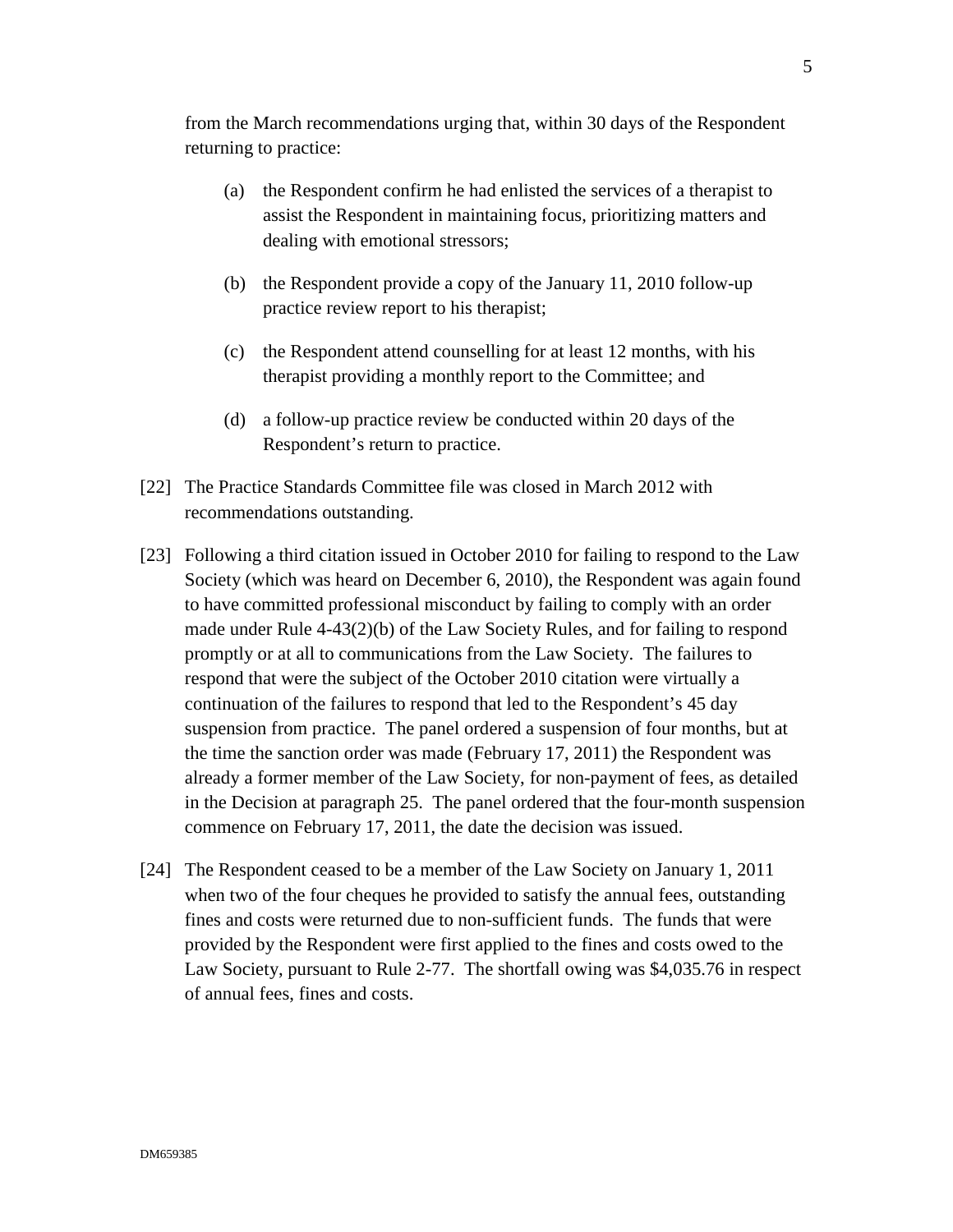from the March recommendations urging that, within 30 days of the Respondent returning to practice:

(a) the Respondent confirm he had enlisted the services of a therapist to assist the Respondent in maintaining focus, prioritizing matters and dealing with emotional stressors;

(b) the Respondent provide a copy of the January 11, 2010 follow-up practice review report to his therapist;

(c) the Respondent attend counselling for at least 12 months, with his therapist providing a monthly report to the Committee; and

(d) a follow-up practice review be conducted within 20 days of the Respondent's return to practice.

[22] The Practice Standards Committee file was closed in March 2012 with recommendations outstanding.

[23] Following a third citation issued in October 2010 for failing to respond to the Law Society (which was heard on December 6, 2010), the Respondent was again found to have committed professional misconduct by failing to comply with an order made under Rule 4-43(2)(b) of the Law Society Rules, and for failing to respond promptly or at all to communications from the Law Society. The failures to respond that were the subject of the October 2010 citation were virtually a continuation of the failures to respond that led to the Respondent's 45 day suspension from practice. The panel ordered a suspension of four months, but at the time the sanction order was made (February 17, 2011) the Respondent was already a former member of the Law Society, for non-payment of fees, as detailed in the Decision at paragraph 25. The panel ordered that the four-month suspension commence on February 17, 2011, the date the decision was issued.

[24] The Respondent ceased to be a member of the Law Society on January 1, 2011 when two of the four cheques he provided to satisfy the annual fees, outstanding fines and costs were returned due to non-sufficient funds. The funds that were provided by the Respondent were first applied to the fines and costs owed to the Law Society, pursuant to Rule 2-77. The shortfall owing was $4,035.76 in respect of annual fees, fines and costs.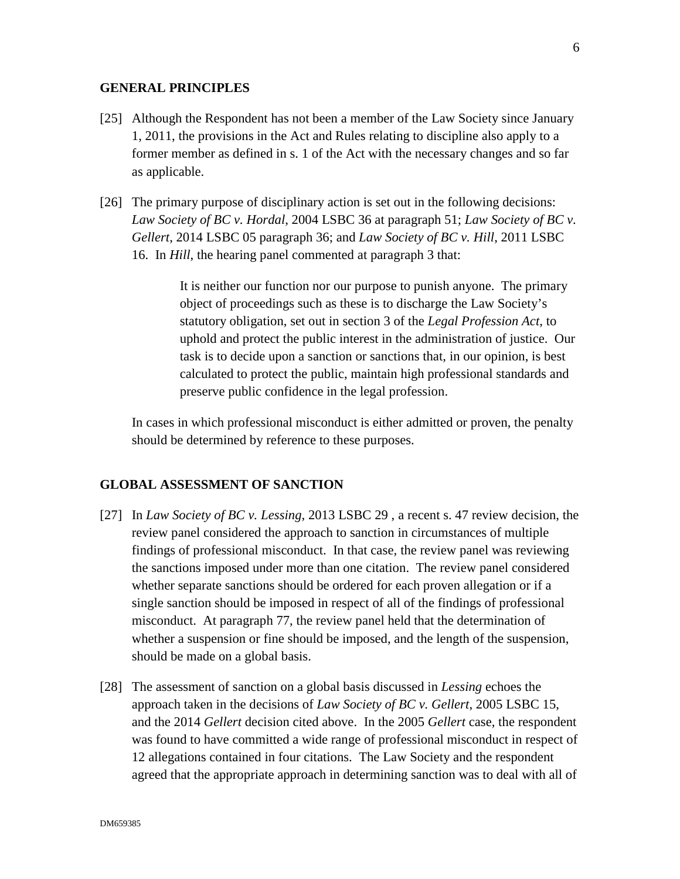## GENERAL PRINCIPLES

[25] Although the Respondent has not been a member of the Law Society since January 1, 2011, the provisions in the Act and Rules relating to discipline also apply to a former member as defined in s. 1 of the Act with the necessary changes and so far as applicable.

[26] The primary purpose of disciplinary action is set out in the following decisions: *Law Society of BC v. Hordal*, 2004 LSBC 36 at paragraph 51; *Law Society of BC v. Gellert*, 2014 LSBC 05 paragraph 36; and *Law Society of BC v. Hill*, 2011 LSBC 16. In *Hill*, the hearing panel commented at paragraph 3 that:

> It is neither our function nor our purpose to punish anyone. The primary object of proceedings such as these is to discharge the Law Society's statutory obligation, set out in section 3 of the *Legal Profession Act*, to uphold and protect the public interest in the administration of justice. Our task is to decide upon a sanction or sanctions that, in our opinion, is best calculated to protect the public, maintain high professional standards and preserve public confidence in the legal profession.

In cases in which professional misconduct is either admitted or proven, the penalty should be determined by reference to these purposes.

## GLOBAL ASSESSMENT OF SANCTION

[27] In *Law Society of BC v. Lessing*, 2013 LSBC 29 , a recent s. 47 review decision, the review panel considered the approach to sanction in circumstances of multiple findings of professional misconduct. In that case, the review panel was reviewing the sanctions imposed under more than one citation. The review panel considered whether separate sanctions should be ordered for each proven allegation or if a single sanction should be imposed in respect of all of the findings of professional misconduct. At paragraph 77, the review panel held that the determination of whether a suspension or fine should be imposed, and the length of the suspension, should be made on a global basis.

[28] The assessment of sanction on a global basis discussed in *Lessing* echoes the approach taken in the decisions of *Law Society of BC v. Gellert*, 2005 LSBC 15, and the 2014 *Gellert* decision cited above. In the 2005 *Gellert* case, the respondent was found to have committed a wide range of professional misconduct in respect of 12 allegations contained in four citations. The Law Society and the respondent agreed that the appropriate approach in determining sanction was to deal with all of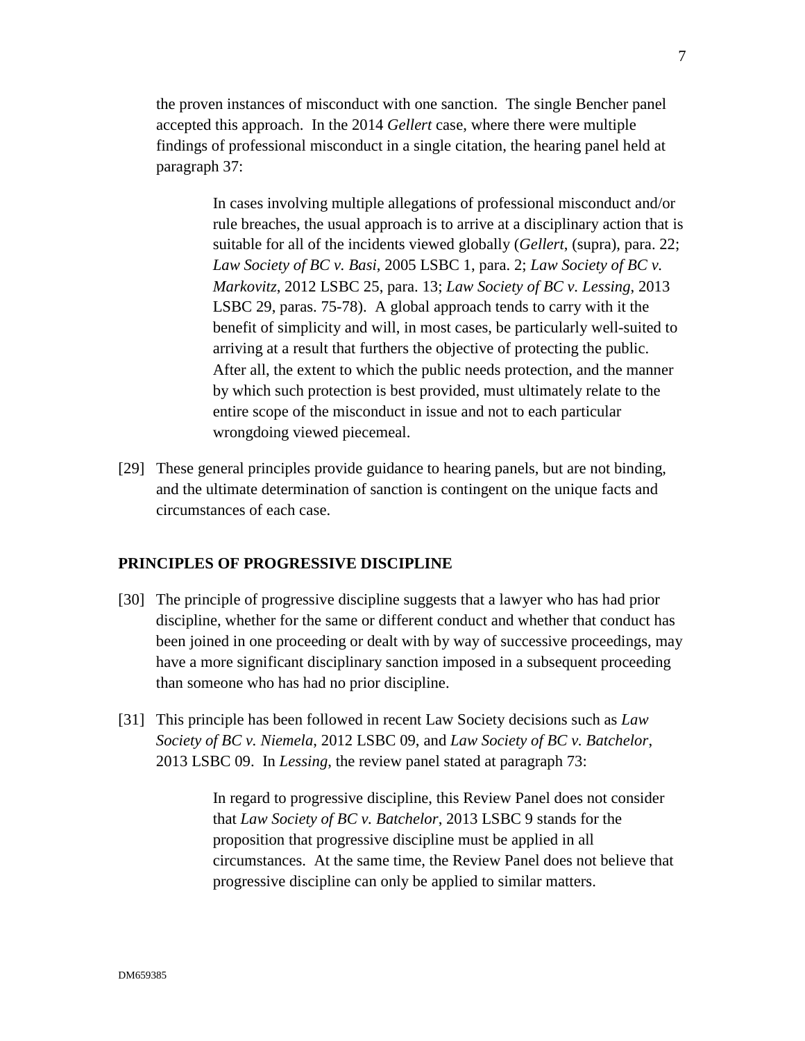the proven instances of misconduct with one sanction. The single Bencher panel accepted this approach. In the 2014 *Gellert* case, where there were multiple findings of professional misconduct in a single citation, the hearing panel held at paragraph 37:

> In cases involving multiple allegations of professional misconduct and/or rule breaches, the usual approach is to arrive at a disciplinary action that is suitable for all of the incidents viewed globally (*Gellert*, (supra), para. 22; *Law Society of BC v. Basi*, 2005 LSBC 1, para. 2; *Law Society of BC v. Markovitz*, 2012 LSBC 25, para. 13; *Law Society of BC v. Lessing*, 2013 LSBC 29, paras. 75-78). A global approach tends to carry with it the benefit of simplicity and will, in most cases, be particularly well-suited to arriving at a result that furthers the objective of protecting the public. After all, the extent to which the public needs protection, and the manner by which such protection is best provided, must ultimately relate to the entire scope of the misconduct in issue and not to each particular wrongdoing viewed piecemeal.

[29] These general principles provide guidance to hearing panels, but are not binding, and the ultimate determination of sanction is contingent on the unique facts and circumstances of each case.

## PRINCIPLES OF PROGRESSIVE DISCIPLINE

[30] The principle of progressive discipline suggests that a lawyer who has had prior discipline, whether for the same or different conduct and whether that conduct has been joined in one proceeding or dealt with by way of successive proceedings, may have a more significant disciplinary sanction imposed in a subsequent proceeding than someone who has had no prior discipline.

[31] This principle has been followed in recent Law Society decisions such as *Law Society of BC v. Niemela*, 2012 LSBC 09, and *Law Society of BC v. Batchelor*, 2013 LSBC 09. In *Lessing*, the review panel stated at paragraph 73:

> In regard to progressive discipline, this Review Panel does not consider that *Law Society of BC v. Batchelor*, 2013 LSBC 9 stands for the proposition that progressive discipline must be applied in all circumstances. At the same time, the Review Panel does not believe that progressive discipline can only be applied to similar matters.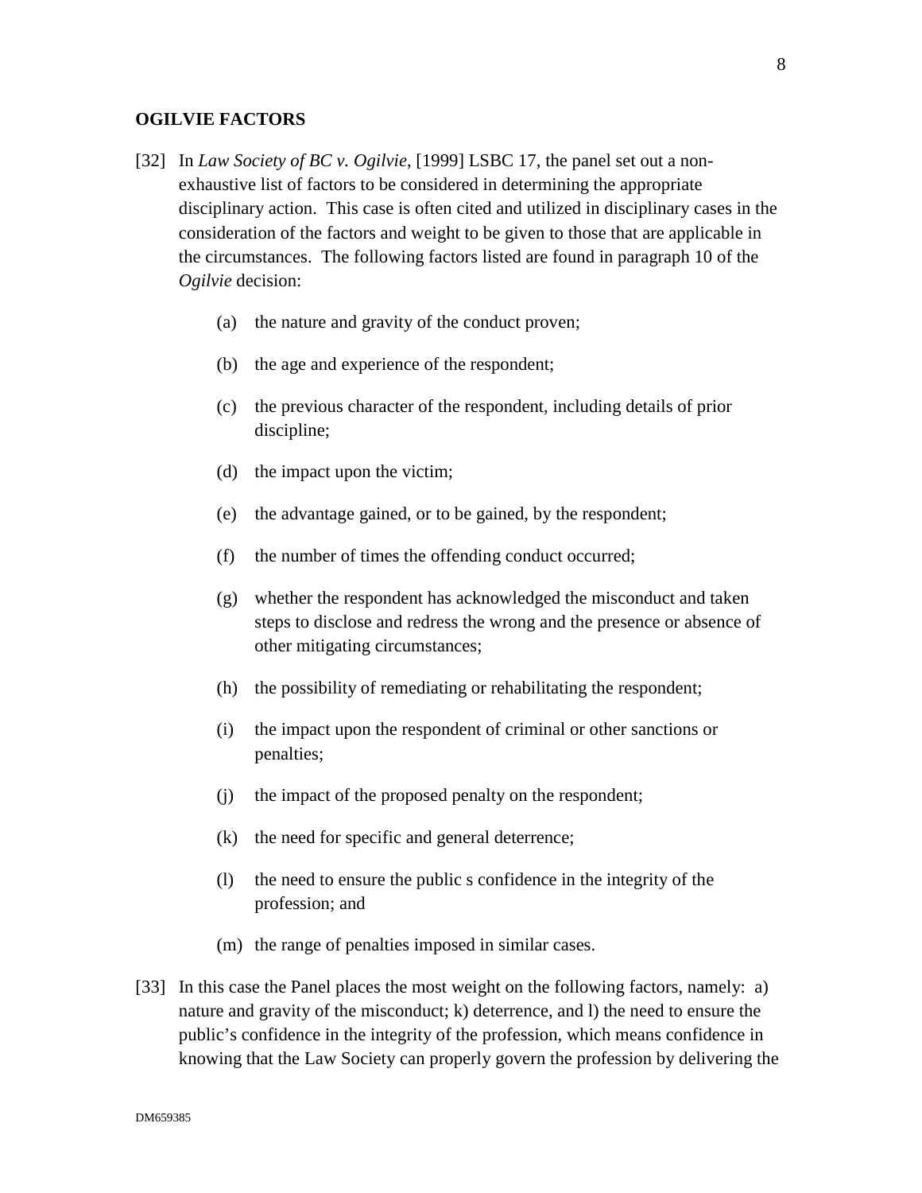## OGILVIE FACTORS

[32] In *Law Society of BC v. Ogilvie*, [1999] LSBC 17, the panel set out a non-exhaustive list of factors to be considered in determining the appropriate disciplinary action. This case is often cited and utilized in disciplinary cases in the consideration of the factors and weight to be given to those that are applicable in the circumstances. The following factors listed are found in paragraph 10 of the *Ogilvie* decision:

(a) the nature and gravity of the conduct proven;

(b) the age and experience of the respondent;

(c) the previous character of the respondent, including details of prior discipline;

(d) the impact upon the victim;

(e) the advantage gained, or to be gained, by the respondent;

(f) the number of times the offending conduct occurred;

(g) whether the respondent has acknowledged the misconduct and taken steps to disclose and redress the wrong and the presence or absence of other mitigating circumstances;

(h) the possibility of remediating or rehabilitating the respondent;

(i) the impact upon the respondent of criminal or other sanctions or penalties;

(j) the impact of the proposed penalty on the respondent;

(k) the need for specific and general deterrence;

(l) the need to ensure the public s confidence in the integrity of the profession; and

(m) the range of penalties imposed in similar cases.

[33] In this case the Panel places the most weight on the following factors, namely: a) nature and gravity of the misconduct; k) deterrence, and l) the need to ensure the public's confidence in the integrity of the profession, which means confidence in knowing that the Law Society can properly govern the profession by delivering the

DM659385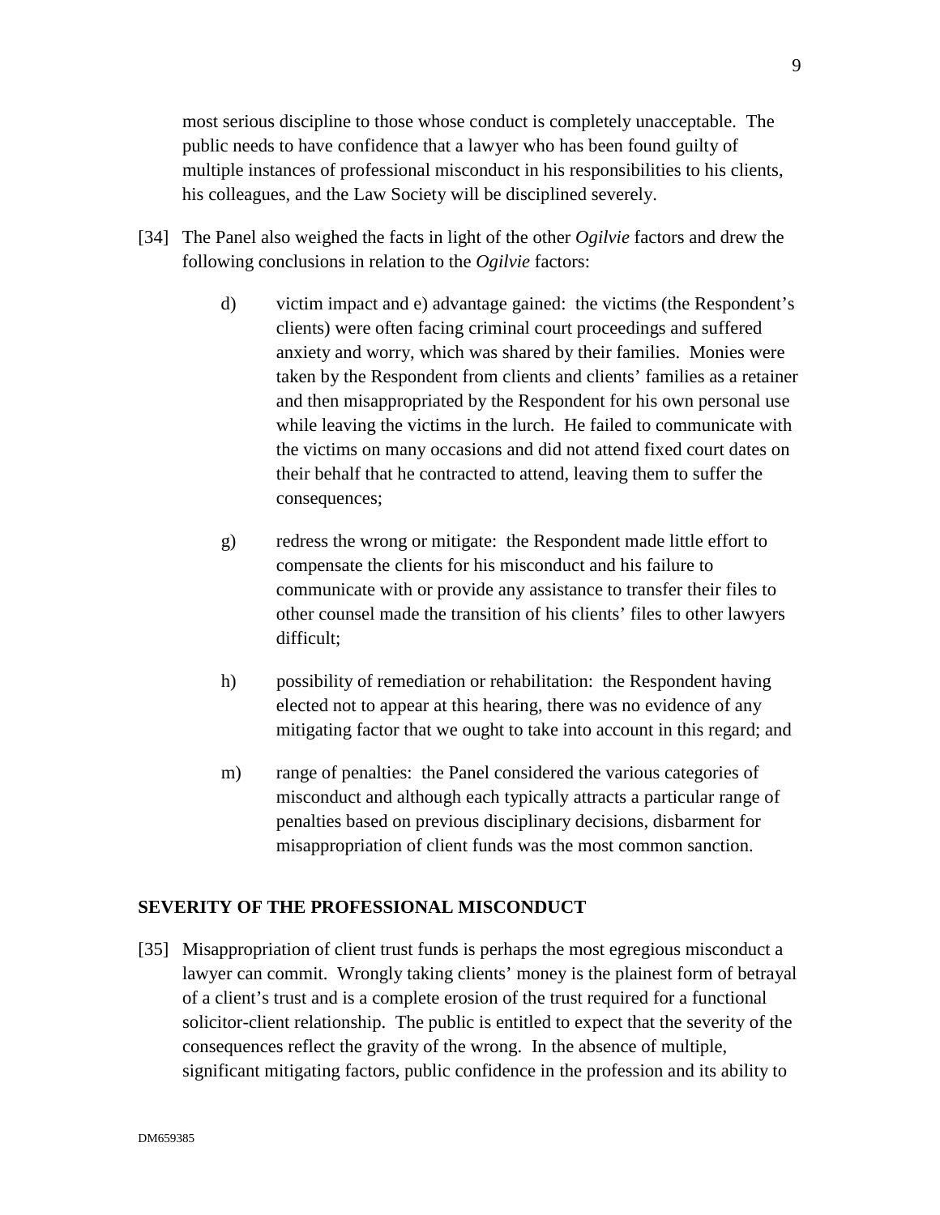most serious discipline to those whose conduct is completely unacceptable. The public needs to have confidence that a lawyer who has been found guilty of multiple instances of professional misconduct in his responsibilities to his clients, his colleagues, and the Law Society will be disciplined severely.

[34] The Panel also weighed the facts in light of the other *Ogilvie* factors and drew the following conclusions in relation to the *Ogilvie* factors:

d) victim impact and e) advantage gained: the victims (the Respondent's clients) were often facing criminal court proceedings and suffered anxiety and worry, which was shared by their families. Monies were taken by the Respondent from clients and clients' families as a retainer and then misappropriated by the Respondent for his own personal use while leaving the victims in the lurch. He failed to communicate with the victims on many occasions and did not attend fixed court dates on their behalf that he contracted to attend, leaving them to suffer the consequences;

g) redress the wrong or mitigate: the Respondent made little effort to compensate the clients for his misconduct and his failure to communicate with or provide any assistance to transfer their files to other counsel made the transition of his clients' files to other lawyers difficult;

h) possibility of remediation or rehabilitation: the Respondent having elected not to appear at this hearing, there was no evidence of any mitigating factor that we ought to take into account in this regard; and

m) range of penalties: the Panel considered the various categories of misconduct and although each typically attracts a particular range of penalties based on previous disciplinary decisions, disbarment for misappropriation of client funds was the most common sanction.

## SEVERITY OF THE PROFESSIONAL MISCONDUCT

[35] Misappropriation of client trust funds is perhaps the most egregious misconduct a lawyer can commit. Wrongly taking clients' money is the plainest form of betrayal of a client's trust and is a complete erosion of the trust required for a functional solicitor-client relationship. The public is entitled to expect that the severity of the consequences reflect the gravity of the wrong. In the absence of multiple, significant mitigating factors, public confidence in the profession and its ability to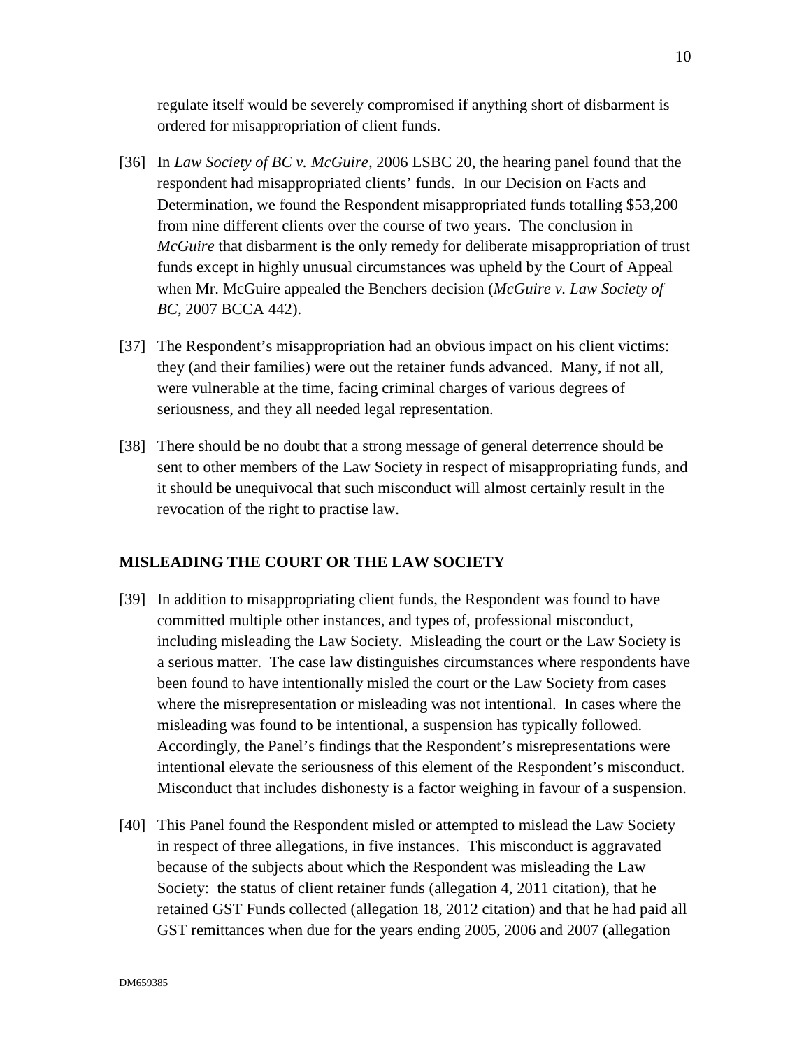regulate itself would be severely compromised if anything short of disbarment is ordered for misappropriation of client funds.

[36] In *Law Society of BC v. McGuire*, 2006 LSBC 20, the hearing panel found that the respondent had misappropriated clients' funds. In our Decision on Facts and Determination, we found the Respondent misappropriated funds totalling $53,200 from nine different clients over the course of two years. The conclusion in *McGuire* that disbarment is the only remedy for deliberate misappropriation of trust funds except in highly unusual circumstances was upheld by the Court of Appeal when Mr. McGuire appealed the Benchers decision (*McGuire v. Law Society of BC*, 2007 BCCA 442).

[37] The Respondent's misappropriation had an obvious impact on his client victims: they (and their families) were out the retainer funds advanced. Many, if not all, were vulnerable at the time, facing criminal charges of various degrees of seriousness, and they all needed legal representation.

[38] There should be no doubt that a strong message of general deterrence should be sent to other members of the Law Society in respect of misappropriating funds, and it should be unequivocal that such misconduct will almost certainly result in the revocation of the right to practise law.

## MISLEADING THE COURT OR THE LAW SOCIETY

[39] In addition to misappropriating client funds, the Respondent was found to have committed multiple other instances, and types of, professional misconduct, including misleading the Law Society. Misleading the court or the Law Society is a serious matter. The case law distinguishes circumstances where respondents have been found to have intentionally misled the court or the Law Society from cases where the misrepresentation or misleading was not intentional. In cases where the misleading was found to be intentional, a suspension has typically followed. Accordingly, the Panel's findings that the Respondent's misrepresentations were intentional elevate the seriousness of this element of the Respondent's misconduct. Misconduct that includes dishonesty is a factor weighing in favour of a suspension.

[40] This Panel found the Respondent misled or attempted to mislead the Law Society in respect of three allegations, in five instances. This misconduct is aggravated because of the subjects about which the Respondent was misleading the Law Society: the status of client retainer funds (allegation 4, 2011 citation), that he retained GST Funds collected (allegation 18, 2012 citation) and that he had paid all GST remittances when due for the years ending 2005, 2006 and 2007 (allegation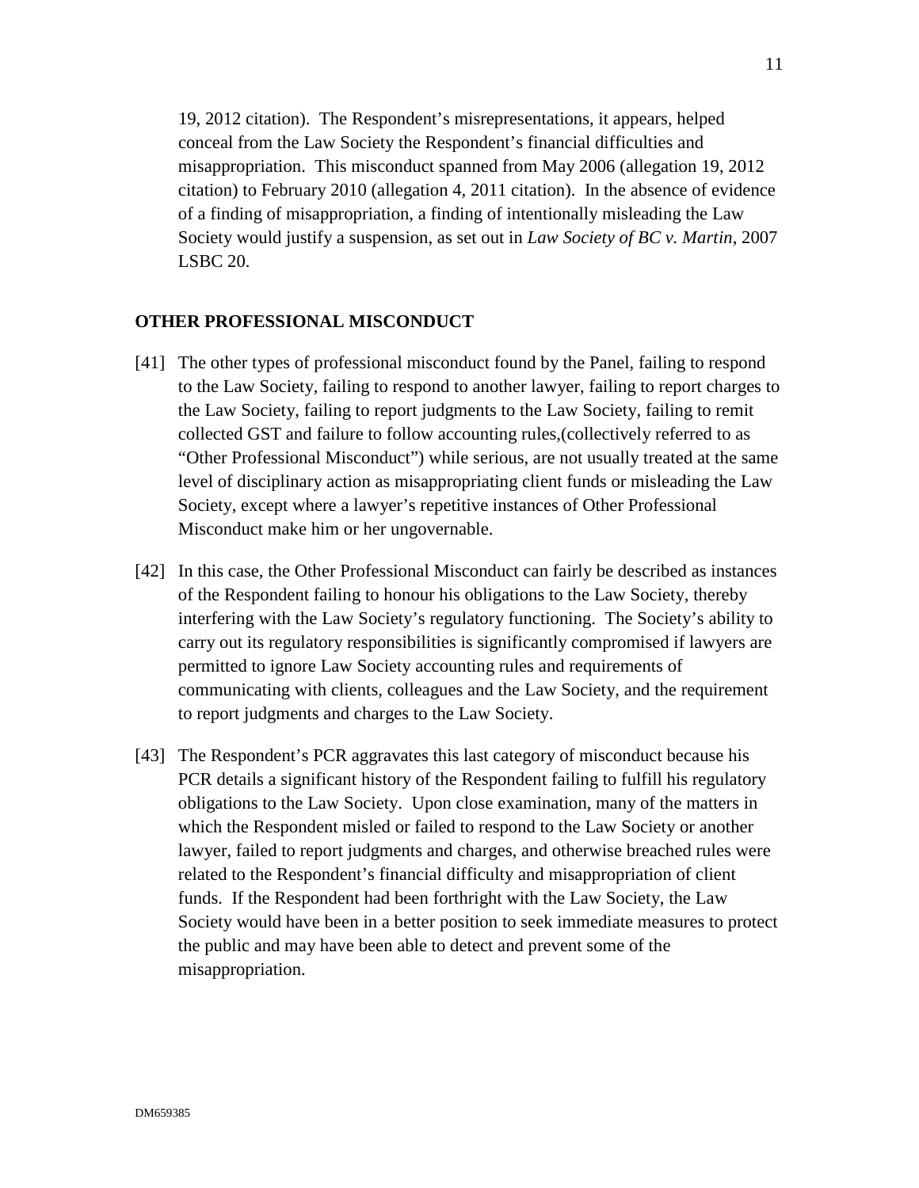19, 2012 citation). The Respondent's misrepresentations, it appears, helped conceal from the Law Society the Respondent's financial difficulties and misappropriation. This misconduct spanned from May 2006 (allegation 19, 2012 citation) to February 2010 (allegation 4, 2011 citation). In the absence of evidence of a finding of misappropriation, a finding of intentionally misleading the Law Society would justify a suspension, as set out in *Law Society of BC v. Martin*, 2007 LSBC 20.

## OTHER PROFESSIONAL MISCONDUCT

[41] The other types of professional misconduct found by the Panel, failing to respond to the Law Society, failing to respond to another lawyer, failing to report charges to the Law Society, failing to report judgments to the Law Society, failing to remit collected GST and failure to follow accounting rules,(collectively referred to as "Other Professional Misconduct") while serious, are not usually treated at the same level of disciplinary action as misappropriating client funds or misleading the Law Society, except where a lawyer's repetitive instances of Other Professional Misconduct make him or her ungovernable.

[42] In this case, the Other Professional Misconduct can fairly be described as instances of the Respondent failing to honour his obligations to the Law Society, thereby interfering with the Law Society's regulatory functioning. The Society's ability to carry out its regulatory responsibilities is significantly compromised if lawyers are permitted to ignore Law Society accounting rules and requirements of communicating with clients, colleagues and the Law Society, and the requirement to report judgments and charges to the Law Society.

[43] The Respondent's PCR aggravates this last category of misconduct because his PCR details a significant history of the Respondent failing to fulfill his regulatory obligations to the Law Society. Upon close examination, many of the matters in which the Respondent misled or failed to respond to the Law Society or another lawyer, failed to report judgments and charges, and otherwise breached rules were related to the Respondent's financial difficulty and misappropriation of client funds. If the Respondent had been forthright with the Law Society, the Law Society would have been in a better position to seek immediate measures to protect the public and may have been able to detect and prevent some of the misappropriation.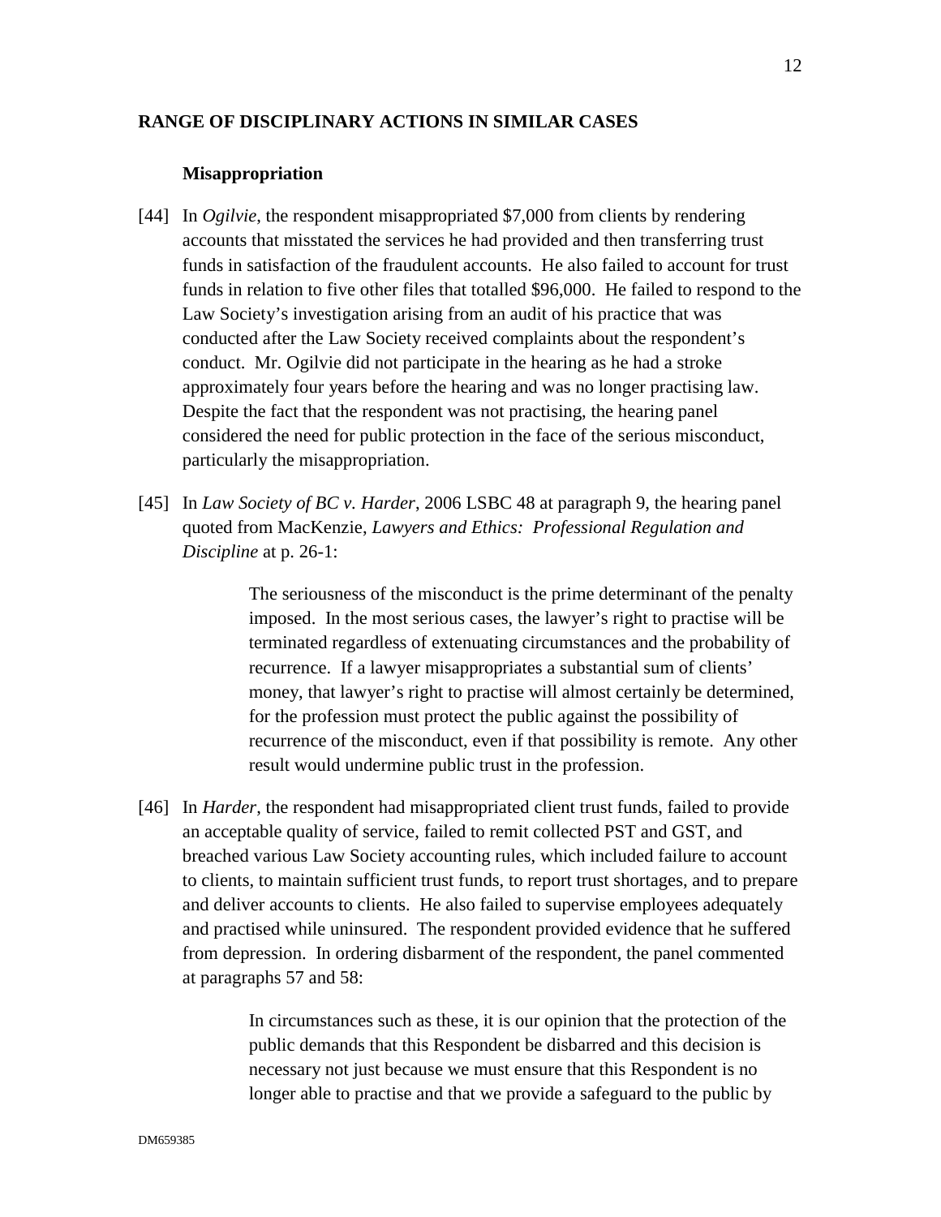## RANGE OF DISCIPLINARY ACTIONS IN SIMILAR CASES

### Misappropriation

[44] In *Ogilvie*, the respondent misappropriated $7,000 from clients by rendering accounts that misstated the services he had provided and then transferring trust funds in satisfaction of the fraudulent accounts. He also failed to account for trust funds in relation to five other files that totalled $96,000. He failed to respond to the Law Society's investigation arising from an audit of his practice that was conducted after the Law Society received complaints about the respondent's conduct. Mr. Ogilvie did not participate in the hearing as he had a stroke approximately four years before the hearing and was no longer practising law. Despite the fact that the respondent was not practising, the hearing panel considered the need for public protection in the face of the serious misconduct, particularly the misappropriation.

[45] In *Law Society of BC v. Harder*, 2006 LSBC 48 at paragraph 9, the hearing panel quoted from MacKenzie, *Lawyers and Ethics: Professional Regulation and Discipline* at p. 26-1:

> The seriousness of the misconduct is the prime determinant of the penalty imposed. In the most serious cases, the lawyer's right to practise will be terminated regardless of extenuating circumstances and the probability of recurrence. If a lawyer misappropriates a substantial sum of clients' money, that lawyer's right to practise will almost certainly be determined, for the profession must protect the public against the possibility of recurrence of the misconduct, even if that possibility is remote. Any other result would undermine public trust in the profession.

[46] In *Harder*, the respondent had misappropriated client trust funds, failed to provide an acceptable quality of service, failed to remit collected PST and GST, and breached various Law Society accounting rules, which included failure to account to clients, to maintain sufficient trust funds, to report trust shortages, and to prepare and deliver accounts to clients. He also failed to supervise employees adequately and practised while uninsured. The respondent provided evidence that he suffered from depression. In ordering disbarment of the respondent, the panel commented at paragraphs 57 and 58:

> In circumstances such as these, it is our opinion that the protection of the public demands that this Respondent be disbarred and this decision is necessary not just because we must ensure that this Respondent is no longer able to practise and that we provide a safeguard to the public by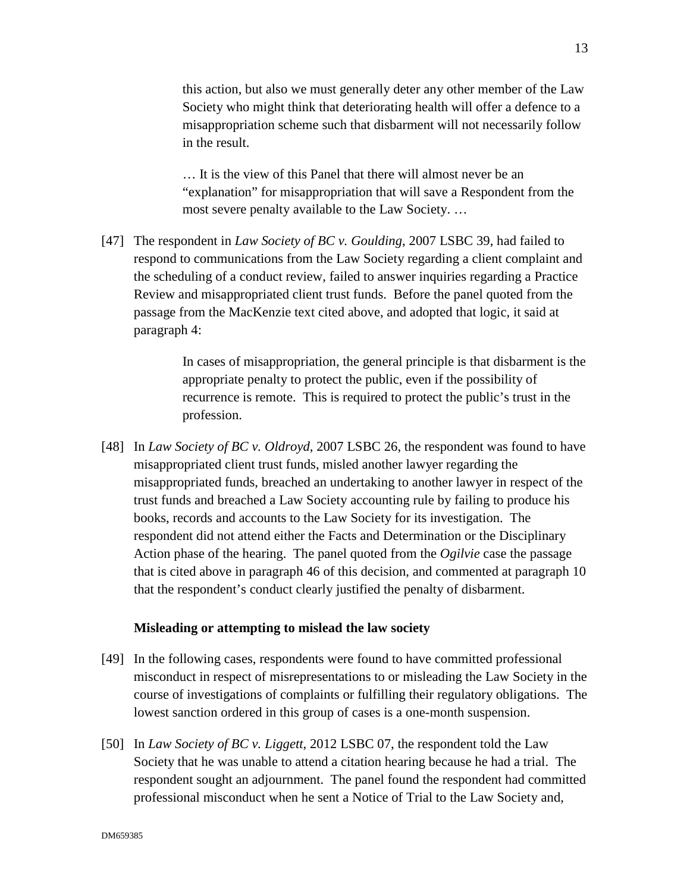> this action, but also we must generally deter any other member of the Law Society who might think that deteriorating health will offer a defence to a misappropriation scheme such that disbarment will not necessarily follow in the result.
>
> … It is the view of this Panel that there will almost never be an "explanation" for misappropriation that will save a Respondent from the most severe penalty available to the Law Society. …

[47] The respondent in *Law Society of BC v. Goulding*, 2007 LSBC 39, had failed to respond to communications from the Law Society regarding a client complaint and the scheduling of a conduct review, failed to answer inquiries regarding a Practice Review and misappropriated client trust funds. Before the panel quoted from the passage from the MacKenzie text cited above, and adopted that logic, it said at paragraph 4:

> In cases of misappropriation, the general principle is that disbarment is the appropriate penalty to protect the public, even if the possibility of recurrence is remote. This is required to protect the public's trust in the profession.

[48] In *Law Society of BC v. Oldroyd*, 2007 LSBC 26, the respondent was found to have misappropriated client trust funds, misled another lawyer regarding the misappropriated funds, breached an undertaking to another lawyer in respect of the trust funds and breached a Law Society accounting rule by failing to produce his books, records and accounts to the Law Society for its investigation. The respondent did not attend either the Facts and Determination or the Disciplinary Action phase of the hearing. The panel quoted from the *Ogilvie* case the passage that is cited above in paragraph 46 of this decision, and commented at paragraph 10 that the respondent's conduct clearly justified the penalty of disbarment.

**Misleading or attempting to mislead the law society**

[49] In the following cases, respondents were found to have committed professional misconduct in respect of misrepresentations to or misleading the Law Society in the course of investigations of complaints or fulfilling their regulatory obligations. The lowest sanction ordered in this group of cases is a one-month suspension.

[50] In *Law Society of BC v. Liggett*, 2012 LSBC 07, the respondent told the Law Society that he was unable to attend a citation hearing because he had a trial. The respondent sought an adjournment. The panel found the respondent had committed professional misconduct when he sent a Notice of Trial to the Law Society and,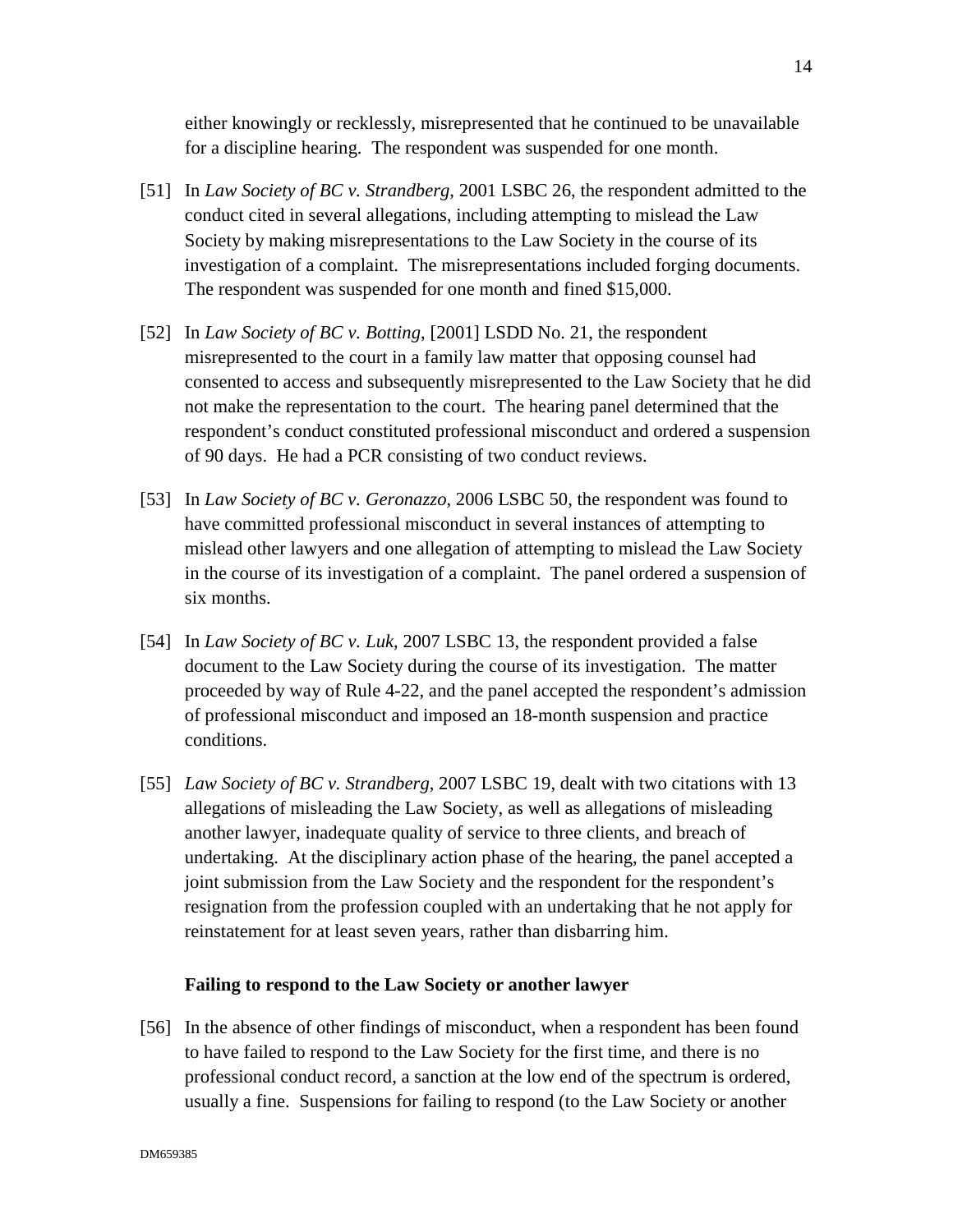either knowingly or recklessly, misrepresented that he continued to be unavailable for a discipline hearing. The respondent was suspended for one month.

[51] In *Law Society of BC v. Strandberg*, 2001 LSBC 26, the respondent admitted to the conduct cited in several allegations, including attempting to mislead the Law Society by making misrepresentations to the Law Society in the course of its investigation of a complaint. The misrepresentations included forging documents. The respondent was suspended for one month and fined $15,000.

[52] In *Law Society of BC v. Botting*, [2001] LSDD No. 21, the respondent misrepresented to the court in a family law matter that opposing counsel had consented to access and subsequently misrepresented to the Law Society that he did not make the representation to the court. The hearing panel determined that the respondent's conduct constituted professional misconduct and ordered a suspension of 90 days. He had a PCR consisting of two conduct reviews.

[53] In *Law Society of BC v. Geronazzo*, 2006 LSBC 50, the respondent was found to have committed professional misconduct in several instances of attempting to mislead other lawyers and one allegation of attempting to mislead the Law Society in the course of its investigation of a complaint. The panel ordered a suspension of six months.

[54] In *Law Society of BC v. Luk*, 2007 LSBC 13, the respondent provided a false document to the Law Society during the course of its investigation. The matter proceeded by way of Rule 4-22, and the panel accepted the respondent's admission of professional misconduct and imposed an 18-month suspension and practice conditions.

[55] *Law Society of BC v. Strandberg*, 2007 LSBC 19, dealt with two citations with 13 allegations of misleading the Law Society, as well as allegations of misleading another lawyer, inadequate quality of service to three clients, and breach of undertaking. At the disciplinary action phase of the hearing, the panel accepted a joint submission from the Law Society and the respondent for the respondent's resignation from the profession coupled with an undertaking that he not apply for reinstatement for at least seven years, rather than disbarring him.

**Failing to respond to the Law Society or another lawyer**

[56] In the absence of other findings of misconduct, when a respondent has been found to have failed to respond to the Law Society for the first time, and there is no professional conduct record, a sanction at the low end of the spectrum is ordered, usually a fine. Suspensions for failing to respond (to the Law Society or another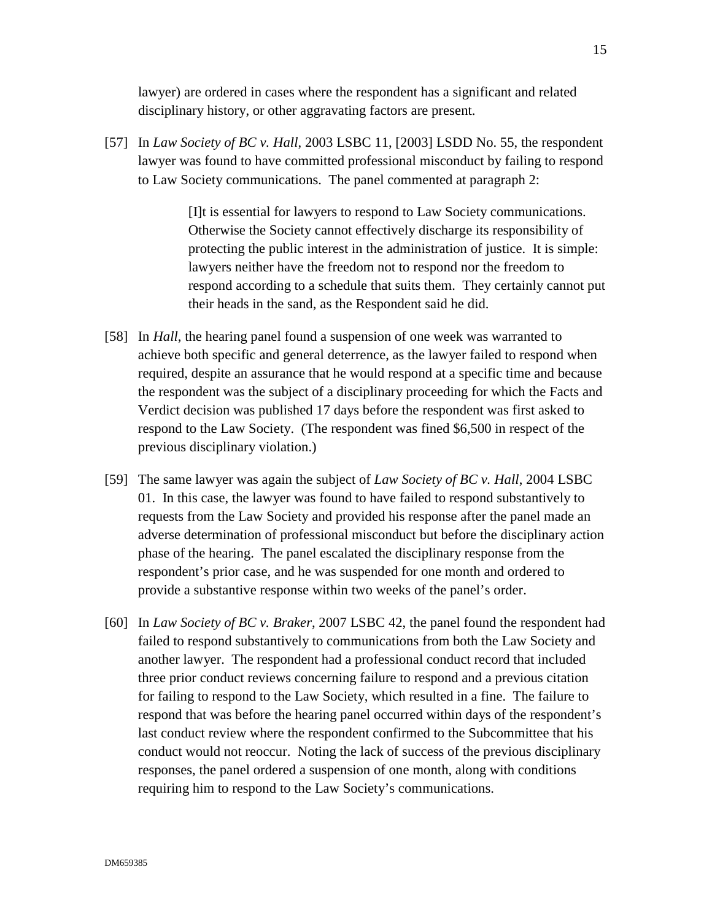lawyer) are ordered in cases where the respondent has a significant and related disciplinary history, or other aggravating factors are present.

[57] In *Law Society of BC v. Hall*, 2003 LSBC 11, [2003] LSDD No. 55, the respondent lawyer was found to have committed professional misconduct by failing to respond to Law Society communications. The panel commented at paragraph 2:

> [I]t is essential for lawyers to respond to Law Society communications. Otherwise the Society cannot effectively discharge its responsibility of protecting the public interest in the administration of justice. It is simple: lawyers neither have the freedom not to respond nor the freedom to respond according to a schedule that suits them. They certainly cannot put their heads in the sand, as the Respondent said he did.

[58] In *Hall*, the hearing panel found a suspension of one week was warranted to achieve both specific and general deterrence, as the lawyer failed to respond when required, despite an assurance that he would respond at a specific time and because the respondent was the subject of a disciplinary proceeding for which the Facts and Verdict decision was published 17 days before the respondent was first asked to respond to the Law Society. (The respondent was fined $6,500 in respect of the previous disciplinary violation.)

[59] The same lawyer was again the subject of *Law Society of BC v. Hall*, 2004 LSBC 01. In this case, the lawyer was found to have failed to respond substantively to requests from the Law Society and provided his response after the panel made an adverse determination of professional misconduct but before the disciplinary action phase of the hearing. The panel escalated the disciplinary response from the respondent's prior case, and he was suspended for one month and ordered to provide a substantive response within two weeks of the panel's order.

[60] In *Law Society of BC v. Braker*, 2007 LSBC 42, the panel found the respondent had failed to respond substantively to communications from both the Law Society and another lawyer. The respondent had a professional conduct record that included three prior conduct reviews concerning failure to respond and a previous citation for failing to respond to the Law Society, which resulted in a fine. The failure to respond that was before the hearing panel occurred within days of the respondent's last conduct review where the respondent confirmed to the Subcommittee that his conduct would not reoccur. Noting the lack of success of the previous disciplinary responses, the panel ordered a suspension of one month, along with conditions requiring him to respond to the Law Society's communications.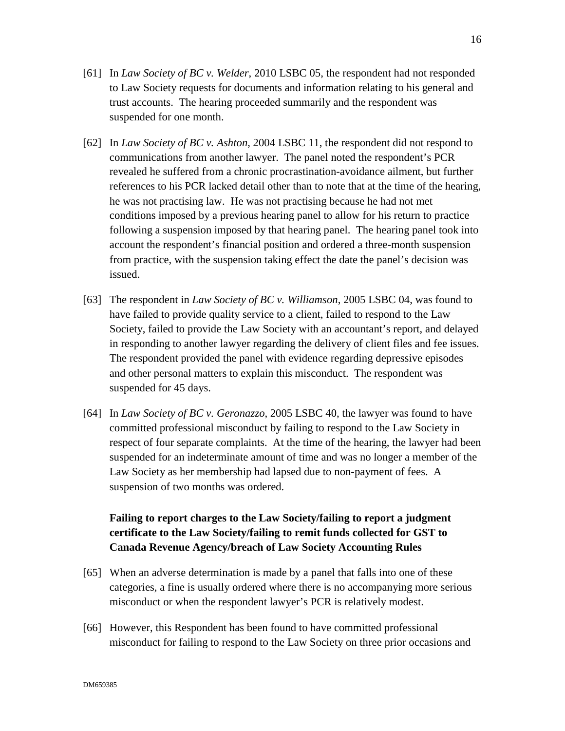[61] In *Law Society of BC v. Welder*, 2010 LSBC 05, the respondent had not responded to Law Society requests for documents and information relating to his general and trust accounts. The hearing proceeded summarily and the respondent was suspended for one month.

[62] In *Law Society of BC v. Ashton*, 2004 LSBC 11, the respondent did not respond to communications from another lawyer. The panel noted the respondent's PCR revealed he suffered from a chronic procrastination-avoidance ailment, but further references to his PCR lacked detail other than to note that at the time of the hearing, he was not practising law. He was not practising because he had not met conditions imposed by a previous hearing panel to allow for his return to practice following a suspension imposed by that hearing panel. The hearing panel took into account the respondent's financial position and ordered a three-month suspension from practice, with the suspension taking effect the date the panel's decision was issued.

[63] The respondent in *Law Society of BC v. Williamson*, 2005 LSBC 04, was found to have failed to provide quality service to a client, failed to respond to the Law Society, failed to provide the Law Society with an accountant's report, and delayed in responding to another lawyer regarding the delivery of client files and fee issues. The respondent provided the panel with evidence regarding depressive episodes and other personal matters to explain this misconduct. The respondent was suspended for 45 days.

[64] In *Law Society of BC v. Geronazzo*, 2005 LSBC 40, the lawyer was found to have committed professional misconduct by failing to respond to the Law Society in respect of four separate complaints. At the time of the hearing, the lawyer had been suspended for an indeterminate amount of time and was no longer a member of the Law Society as her membership had lapsed due to non-payment of fees. A suspension of two months was ordered.

**Failing to report charges to the Law Society/failing to report a judgment certificate to the Law Society/failing to remit funds collected for GST to Canada Revenue Agency/breach of Law Society Accounting Rules**

[65] When an adverse determination is made by a panel that falls into one of these categories, a fine is usually ordered where there is no accompanying more serious misconduct or when the respondent lawyer's PCR is relatively modest.

[66] However, this Respondent has been found to have committed professional misconduct for failing to respond to the Law Society on three prior occasions and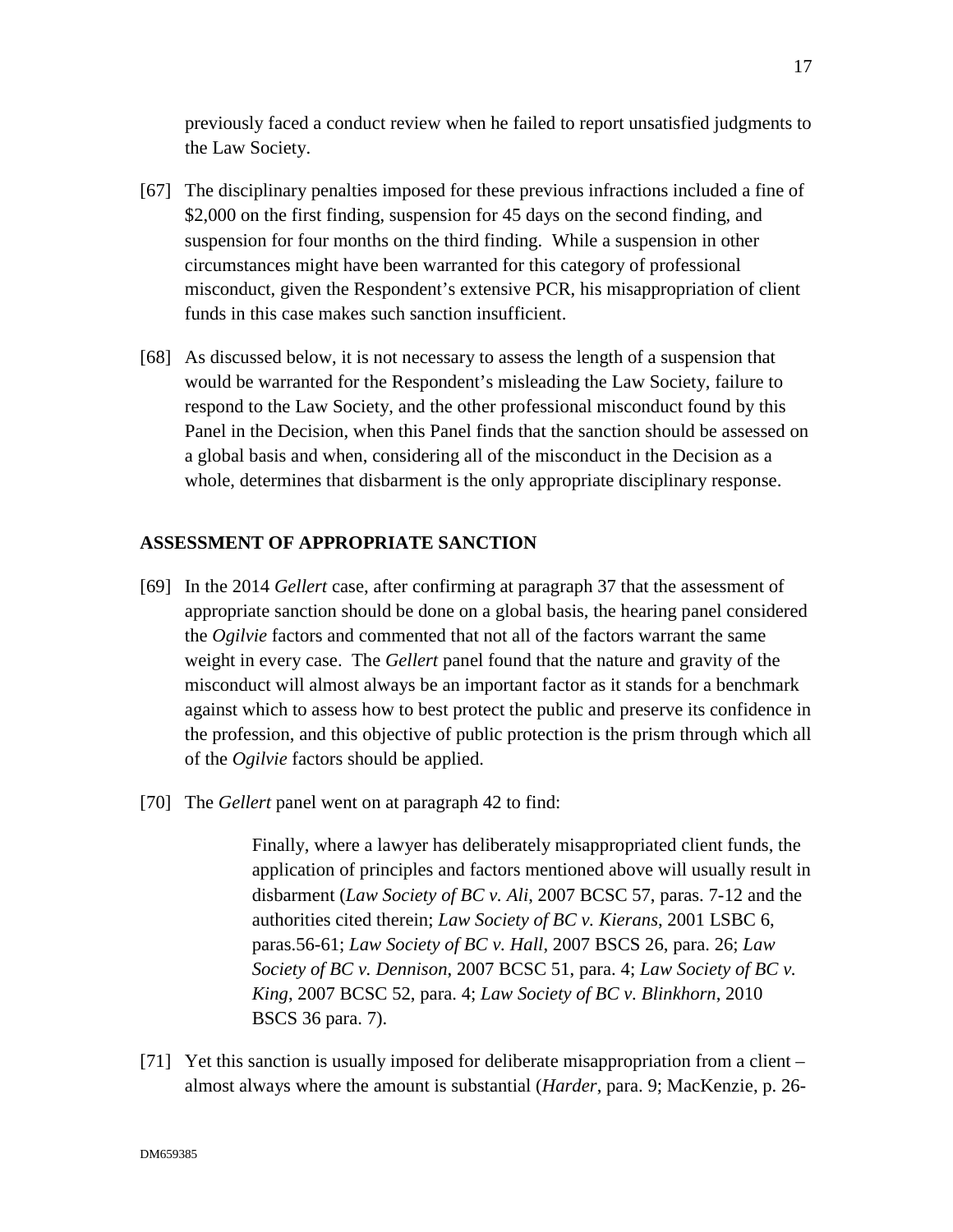previously faced a conduct review when he failed to report unsatisfied judgments to the Law Society.

[67] The disciplinary penalties imposed for these previous infractions included a fine of $2,000 on the first finding, suspension for 45 days on the second finding, and suspension for four months on the third finding. While a suspension in other circumstances might have been warranted for this category of professional misconduct, given the Respondent's extensive PCR, his misappropriation of client funds in this case makes such sanction insufficient.

[68] As discussed below, it is not necessary to assess the length of a suspension that would be warranted for the Respondent's misleading the Law Society, failure to respond to the Law Society, and the other professional misconduct found by this Panel in the Decision, when this Panel finds that the sanction should be assessed on a global basis and when, considering all of the misconduct in the Decision as a whole, determines that disbarment is the only appropriate disciplinary response.

## ASSESSMENT OF APPROPRIATE SANCTION

[69] In the 2014 *Gellert* case, after confirming at paragraph 37 that the assessment of appropriate sanction should be done on a global basis, the hearing panel considered the *Ogilvie* factors and commented that not all of the factors warrant the same weight in every case. The *Gellert* panel found that the nature and gravity of the misconduct will almost always be an important factor as it stands for a benchmark against which to assess how to best protect the public and preserve its confidence in the profession, and this objective of public protection is the prism through which all of the *Ogilvie* factors should be applied.

[70] The *Gellert* panel went on at paragraph 42 to find:

> Finally, where a lawyer has deliberately misappropriated client funds, the application of principles and factors mentioned above will usually result in disbarment (*Law Society of BC v. Ali*, 2007 BCSC 57, paras. 7-12 and the authorities cited therein; *Law Society of BC v. Kierans*, 2001 LSBC 6, paras.56-61; *Law Society of BC v. Hall*, 2007 BSCS 26, para. 26; *Law Society of BC v. Dennison*, 2007 BCSC 51, para. 4; *Law Society of BC v. King*, 2007 BCSC 52, para. 4; *Law Society of BC v. Blinkhorn*, 2010 BSCS 36 para. 7).

[71] Yet this sanction is usually imposed for deliberate misappropriation from a client – almost always where the amount is substantial (*Harder*, para. 9; MacKenzie, p. 26-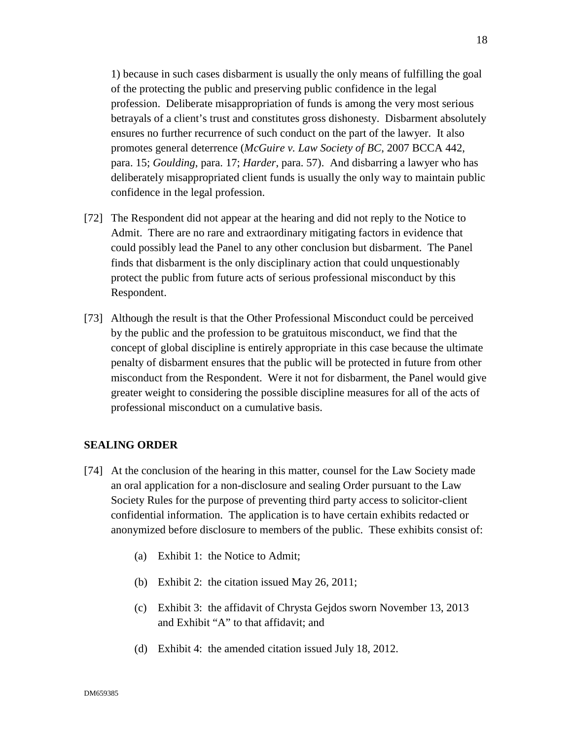1) because in such cases disbarment is usually the only means of fulfilling the goal of the protecting the public and preserving public confidence in the legal profession. Deliberate misappropriation of funds is among the very most serious betrayals of a client's trust and constitutes gross dishonesty. Disbarment absolutely ensures no further recurrence of such conduct on the part of the lawyer. It also promotes general deterrence (*McGuire v. Law Society of BC*, 2007 BCCA 442, para. 15; *Goulding*, para. 17; *Harder*, para. 57). And disbarring a lawyer who has deliberately misappropriated client funds is usually the only way to maintain public confidence in the legal profession.

[72] The Respondent did not appear at the hearing and did not reply to the Notice to Admit. There are no rare and extraordinary mitigating factors in evidence that could possibly lead the Panel to any other conclusion but disbarment. The Panel finds that disbarment is the only disciplinary action that could unquestionably protect the public from future acts of serious professional misconduct by this Respondent.

[73] Although the result is that the Other Professional Misconduct could be perceived by the public and the profession to be gratuitous misconduct, we find that the concept of global discipline is entirely appropriate in this case because the ultimate penalty of disbarment ensures that the public will be protected in future from other misconduct from the Respondent. Were it not for disbarment, the Panel would give greater weight to considering the possible discipline measures for all of the acts of professional misconduct on a cumulative basis.

## SEALING ORDER

[74] At the conclusion of the hearing in this matter, counsel for the Law Society made an oral application for a non-disclosure and sealing Order pursuant to the Law Society Rules for the purpose of preventing third party access to solicitor-client confidential information. The application is to have certain exhibits redacted or anonymized before disclosure to members of the public. These exhibits consist of:

(a) Exhibit 1: the Notice to Admit;

(b) Exhibit 2: the citation issued May 26, 2011;

(c) Exhibit 3: the affidavit of Chrysta Gejdos sworn November 13, 2013 and Exhibit "A" to that affidavit; and

(d) Exhibit 4: the amended citation issued July 18, 2012.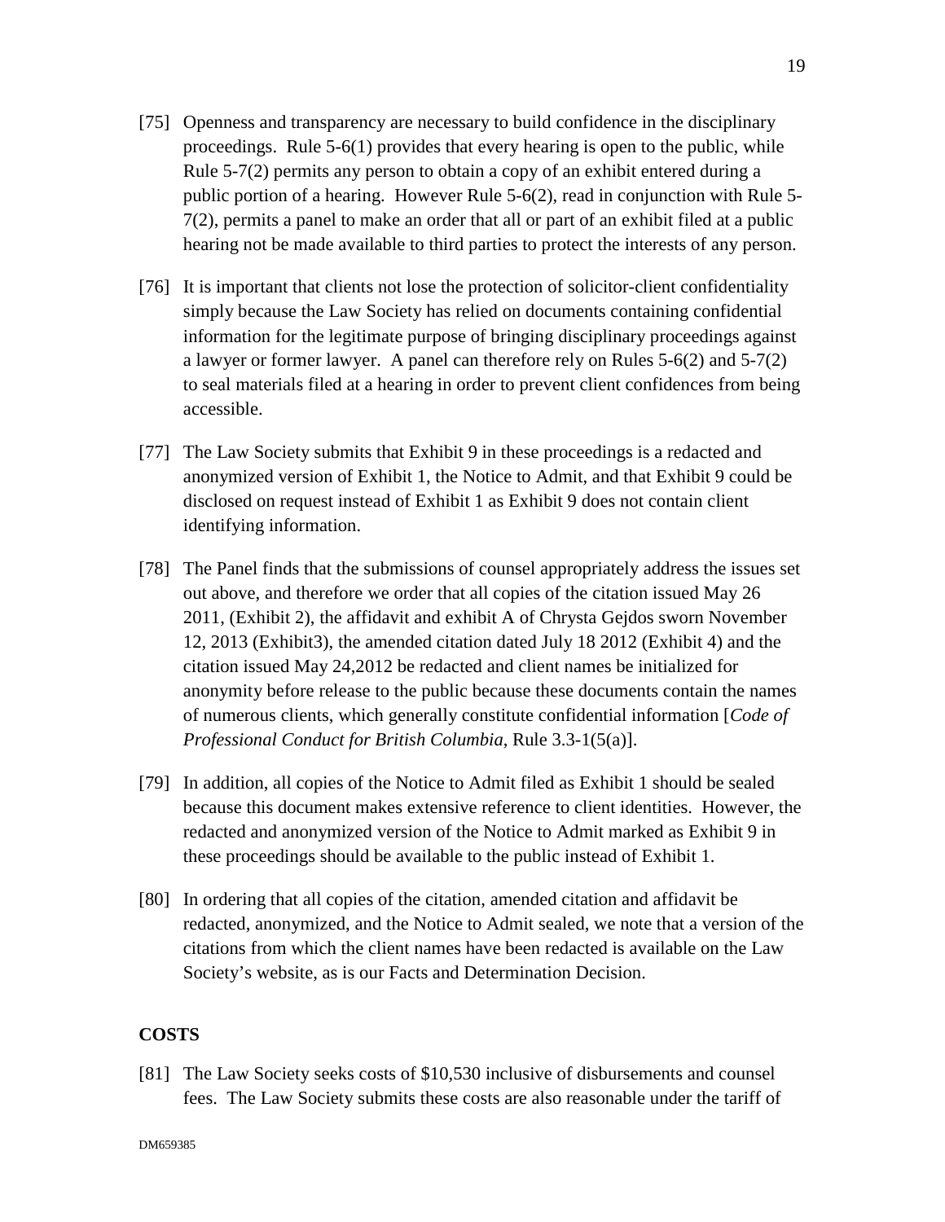[75] Openness and transparency are necessary to build confidence in the disciplinary proceedings. Rule 5-6(1) provides that every hearing is open to the public, while Rule 5-7(2) permits any person to obtain a copy of an exhibit entered during a public portion of a hearing. However Rule 5-6(2), read in conjunction with Rule 5-7(2), permits a panel to make an order that all or part of an exhibit filed at a public hearing not be made available to third parties to protect the interests of any person.

[76] It is important that clients not lose the protection of solicitor-client confidentiality simply because the Law Society has relied on documents containing confidential information for the legitimate purpose of bringing disciplinary proceedings against a lawyer or former lawyer. A panel can therefore rely on Rules 5-6(2) and 5-7(2) to seal materials filed at a hearing in order to prevent client confidences from being accessible.

[77] The Law Society submits that Exhibit 9 in these proceedings is a redacted and anonymized version of Exhibit 1, the Notice to Admit, and that Exhibit 9 could be disclosed on request instead of Exhibit 1 as Exhibit 9 does not contain client identifying information.

[78] The Panel finds that the submissions of counsel appropriately address the issues set out above, and therefore we order that all copies of the citation issued May 26 2011, (Exhibit 2), the affidavit and exhibit A of Chrysta Gejdos sworn November 12, 2013 (Exhibit3), the amended citation dated July 18 2012 (Exhibit 4) and the citation issued May 24,2012 be redacted and client names be initialized for anonymity before release to the public because these documents contain the names of numerous clients, which generally constitute confidential information [*Code of Professional Conduct for British Columbia*, Rule 3.3-1(5(a)].

[79] In addition, all copies of the Notice to Admit filed as Exhibit 1 should be sealed because this document makes extensive reference to client identities. However, the redacted and anonymized version of the Notice to Admit marked as Exhibit 9 in these proceedings should be available to the public instead of Exhibit 1.

[80] In ordering that all copies of the citation, amended citation and affidavit be redacted, anonymized, and the Notice to Admit sealed, we note that a version of the citations from which the client names have been redacted is available on the Law Society's website, as is our Facts and Determination Decision.

## COSTS

[81] The Law Society seeks costs of $10,530 inclusive of disbursements and counsel fees. The Law Society submits these costs are also reasonable under the tariff of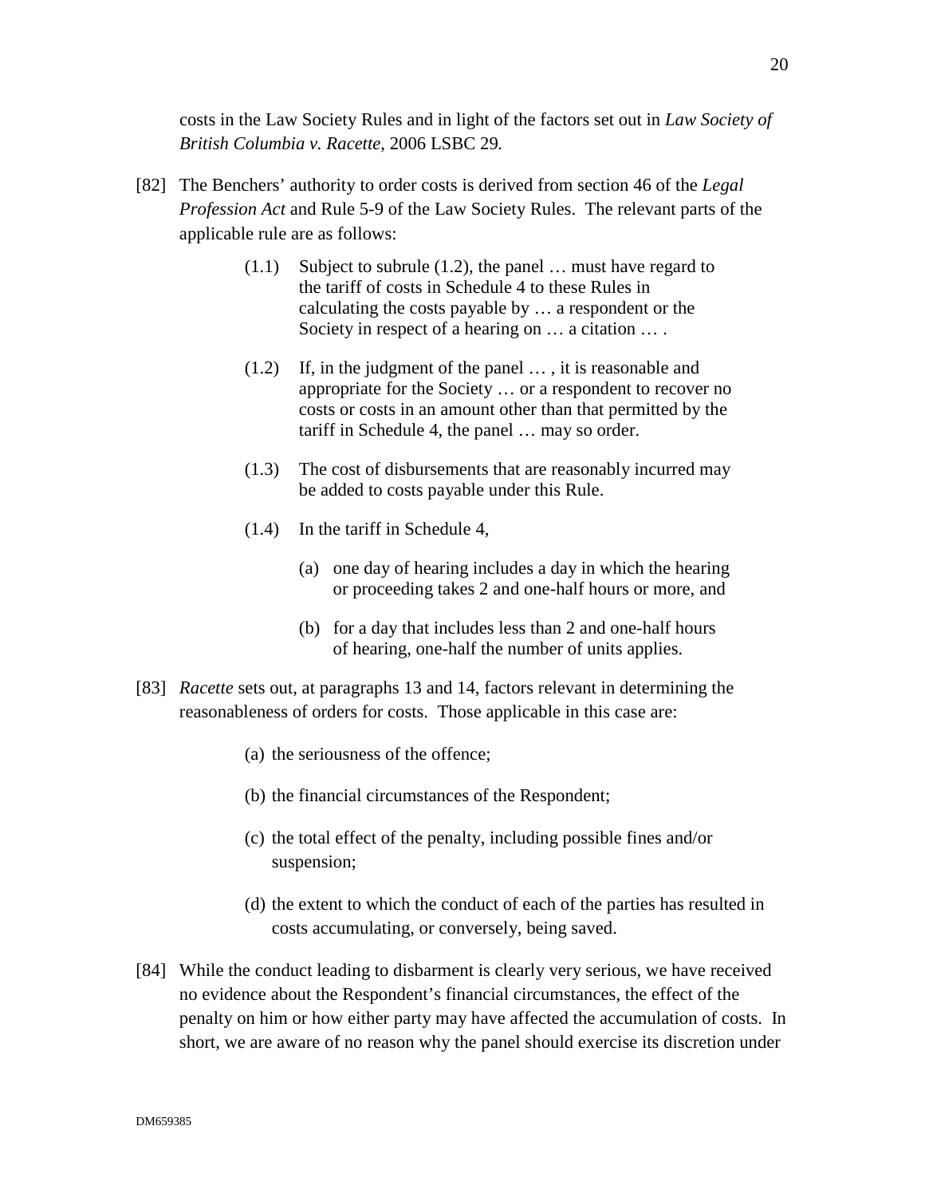costs in the Law Society Rules and in light of the factors set out in *Law Society of British Columbia v. Racette*, 2006 LSBC 29*.*

[82] The Benchers' authority to order costs is derived from section 46 of the *Legal Profession Act* and Rule 5-9 of the Law Society Rules. The relevant parts of the applicable rule are as follows:

> (1.1) Subject to subrule (1.2), the panel … must have regard to the tariff of costs in Schedule 4 to these Rules in calculating the costs payable by … a respondent or the Society in respect of a hearing on … a citation … .
>
> (1.2) If, in the judgment of the panel … , it is reasonable and appropriate for the Society … or a respondent to recover no costs or costs in an amount other than that permitted by the tariff in Schedule 4, the panel … may so order.
>
> (1.3) The cost of disbursements that are reasonably incurred may be added to costs payable under this Rule.
>
> (1.4) In the tariff in Schedule 4,
>
> (a) one day of hearing includes a day in which the hearing or proceeding takes 2 and one-half hours or more, and
>
> (b) for a day that includes less than 2 and one-half hours of hearing, one-half the number of units applies.

[83] *Racette* sets out, at paragraphs 13 and 14, factors relevant in determining the reasonableness of orders for costs. Those applicable in this case are:

> (a) the seriousness of the offence;
>
> (b) the financial circumstances of the Respondent;
>
> (c) the total effect of the penalty, including possible fines and/or suspension;
>
> (d) the extent to which the conduct of each of the parties has resulted in costs accumulating, or conversely, being saved.

[84] While the conduct leading to disbarment is clearly very serious, we have received no evidence about the Respondent's financial circumstances, the effect of the penalty on him or how either party may have affected the accumulation of costs. In short, we are aware of no reason why the panel should exercise its discretion under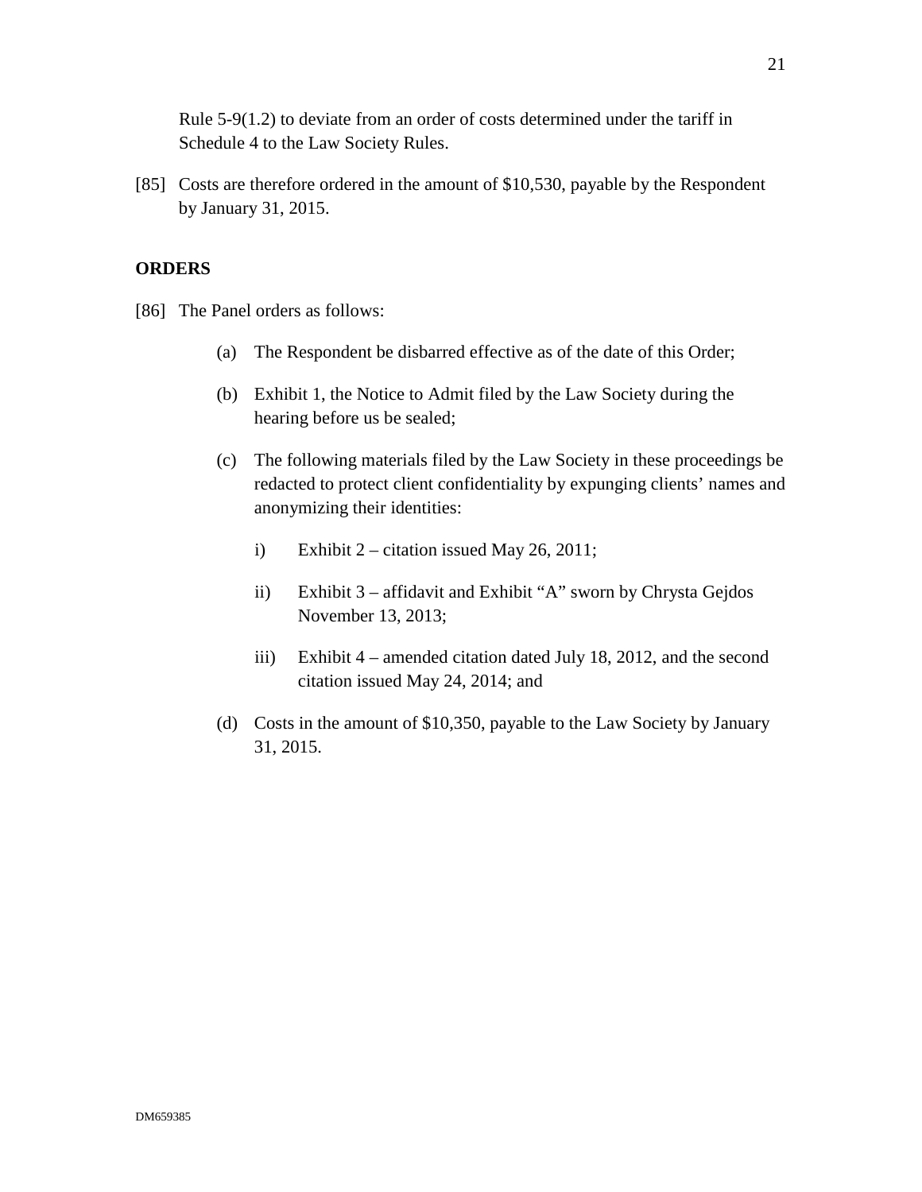Rule 5-9(1.2) to deviate from an order of costs determined under the tariff in Schedule 4 to the Law Society Rules.

[85] Costs are therefore ordered in the amount of $10,530, payable by the Respondent by January 31, 2015.

## ORDERS

[86] The Panel orders as follows:

(a) The Respondent be disbarred effective as of the date of this Order;

(b) Exhibit 1, the Notice to Admit filed by the Law Society during the hearing before us be sealed;

(c) The following materials filed by the Law Society in these proceedings be redacted to protect client confidentiality by expunging clients' names and anonymizing their identities:

i) Exhibit 2 – citation issued May 26, 2011;

ii) Exhibit 3 – affidavit and Exhibit "A" sworn by Chrysta Gejdos November 13, 2013;

iii) Exhibit 4 – amended citation dated July 18, 2012, and the second citation issued May 24, 2014; and

(d) Costs in the amount of $10,350, payable to the Law Society by January 31, 2015.

DM659385